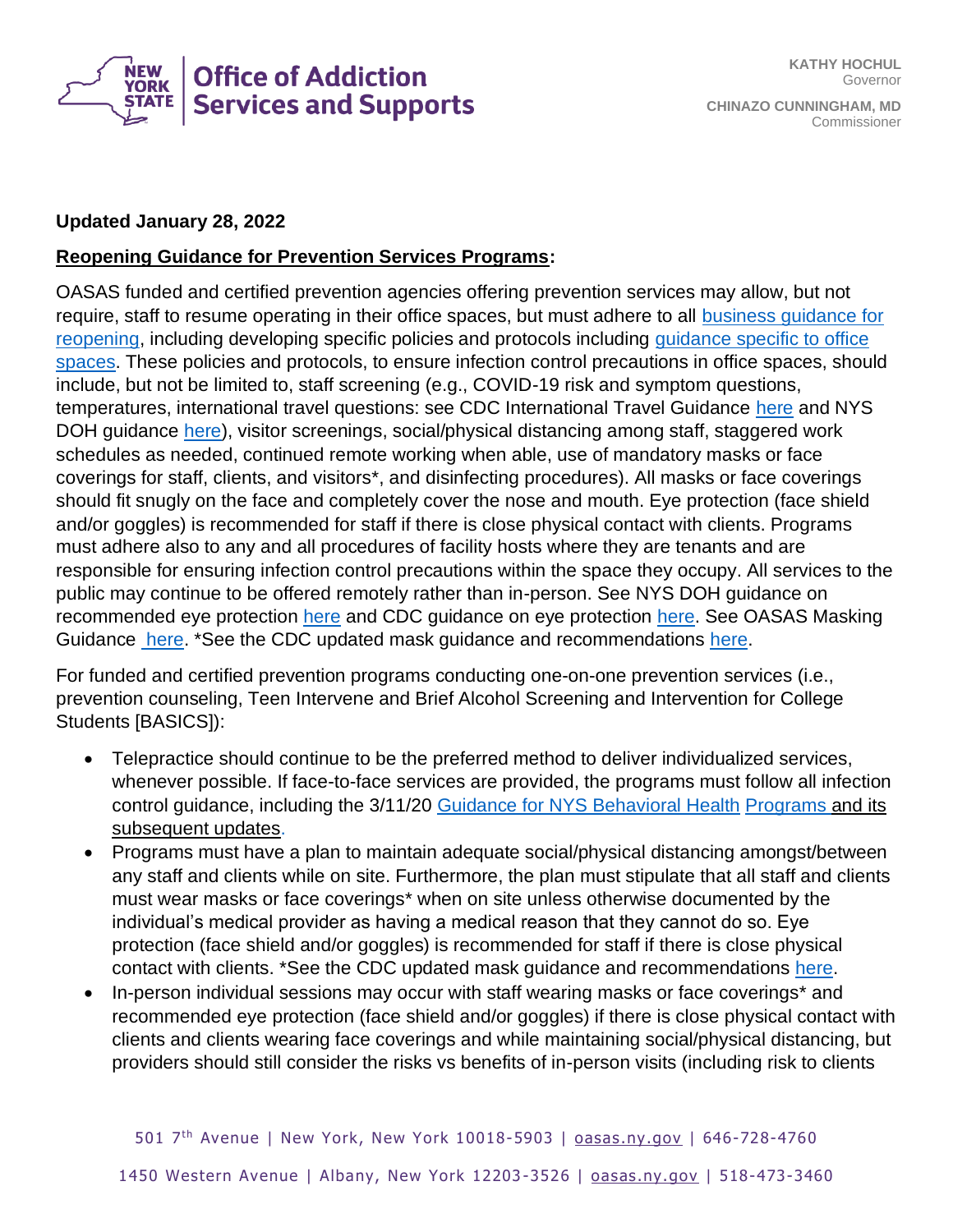**Office of Addiction Services and Supports**

KATHY HOCHUL
Governor

CHINAZO CUNNINGHAM, MD
Commissioner

**Updated January 28, 2022**

**Reopening Guidance for Prevention Services Programs:**

OASAS funded and certified prevention agencies offering prevention services may allow, but not require, staff to resume operating in their office spaces, but must adhere to all business guidance for reopening, including developing specific policies and protocols including guidance specific to office spaces. These policies and protocols, to ensure infection control precautions in office spaces, should include, but not be limited to, staff screening (e.g., COVID-19 risk and symptom questions, temperatures, international travel questions: see CDC International Travel Guidance here and NYS DOH guidance here), visitor screenings, social/physical distancing among staff, staggered work schedules as needed, continued remote working when able, use of mandatory masks or face coverings for staff, clients, and visitors*, and disinfecting procedures). All masks or face coverings should fit snugly on the face and completely cover the nose and mouth. Eye protection (face shield and/or goggles) is recommended for staff if there is close physical contact with clients. Programs must adhere also to any and all procedures of facility hosts where they are tenants and are responsible for ensuring infection control precautions within the space they occupy. All services to the public may continue to be offered remotely rather than in-person. See NYS DOH guidance on recommended eye protection here and CDC guidance on eye protection here. See OASAS Masking Guidance here. *See the CDC updated mask guidance and recommendations here.

For funded and certified prevention programs conducting one-on-one prevention services (i.e., prevention counseling, Teen Intervene and Brief Alcohol Screening and Intervention for College Students [BASICS]):

- Telepractice should continue to be the preferred method to deliver individualized services, whenever possible. If face-to-face services are provided, the programs must follow all infection control guidance, including the 3/11/20 Guidance for NYS Behavioral Health Programs and its subsequent updates.
- Programs must have a plan to maintain adequate social/physical distancing amongst/between any staff and clients while on site. Furthermore, the plan must stipulate that all staff and clients must wear masks or face coverings* when on site unless otherwise documented by the individual's medical provider as having a medical reason that they cannot do so. Eye protection (face shield and/or goggles) is recommended for staff if there is close physical contact with clients. *See the CDC updated mask guidance and recommendations here.
- In-person individual sessions may occur with staff wearing masks or face coverings* and recommended eye protection (face shield and/or goggles) if there is close physical contact with clients and clients wearing face coverings and while maintaining social/physical distancing, but providers should still consider the risks vs benefits of in-person visits (including risk to clients

501 7th Avenue | New York, New York 10018-5903 | oasas.ny.gov | 646-728-4760

1450 Western Avenue | Albany, New York 12203-3526 | oasas.ny.gov | 518-473-3460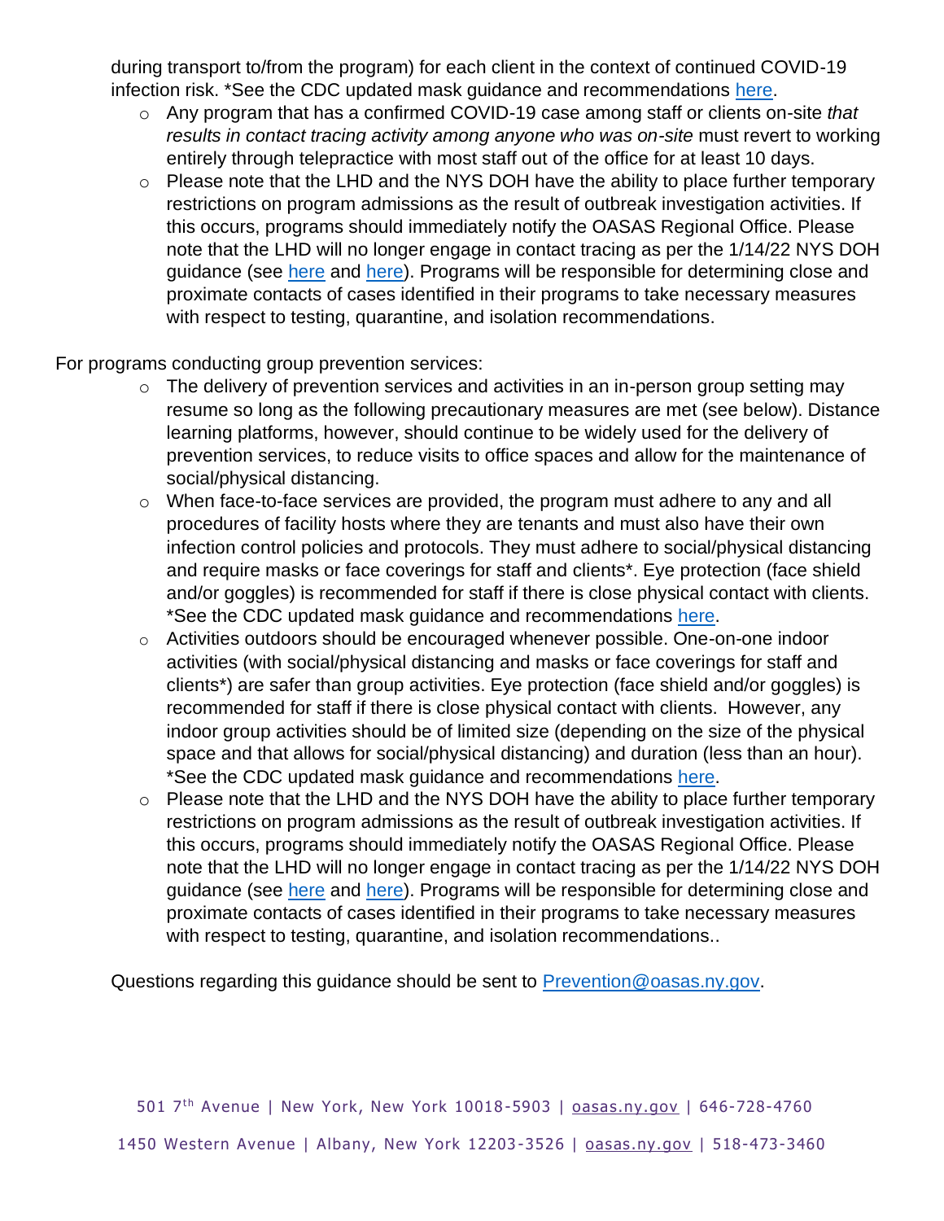during transport to/from the program) for each client in the context of continued COVID-19 infection risk. *See the CDC updated mask guidance and recommendations here.

- Any program that has a confirmed COVID-19 case among staff or clients on-site *that results in contact tracing activity among anyone who was on-site* must revert to working entirely through telepractice with most staff out of the office for at least 10 days.
- Please note that the LHD and the NYS DOH have the ability to place further temporary restrictions on program admissions as the result of outbreak investigation activities. If this occurs, programs should immediately notify the OASAS Regional Office. Please note that the LHD will no longer engage in contact tracing as per the 1/14/22 NYS DOH guidance (see here and here). Programs will be responsible for determining close and proximate contacts of cases identified in their programs to take necessary measures with respect to testing, quarantine, and isolation recommendations.

For programs conducting group prevention services:

- The delivery of prevention services and activities in an in-person group setting may resume so long as the following precautionary measures are met (see below). Distance learning platforms, however, should continue to be widely used for the delivery of prevention services, to reduce visits to office spaces and allow for the maintenance of social/physical distancing.
- When face-to-face services are provided, the program must adhere to any and all procedures of facility hosts where they are tenants and must also have their own infection control policies and protocols. They must adhere to social/physical distancing and require masks or face coverings for staff and clients*. Eye protection (face shield and/or goggles) is recommended for staff if there is close physical contact with clients. *See the CDC updated mask guidance and recommendations here.
- Activities outdoors should be encouraged whenever possible. One-on-one indoor activities (with social/physical distancing and masks or face coverings for staff and clients*) are safer than group activities. Eye protection (face shield and/or goggles) is recommended for staff if there is close physical contact with clients. However, any indoor group activities should be of limited size (depending on the size of the physical space and that allows for social/physical distancing) and duration (less than an hour). *See the CDC updated mask guidance and recommendations here.
- Please note that the LHD and the NYS DOH have the ability to place further temporary restrictions on program admissions as the result of outbreak investigation activities. If this occurs, programs should immediately notify the OASAS Regional Office. Please note that the LHD will no longer engage in contact tracing as per the 1/14/22 NYS DOH guidance (see here and here). Programs will be responsible for determining close and proximate contacts of cases identified in their programs to take necessary measures with respect to testing, quarantine, and isolation recommendations..

Questions regarding this guidance should be sent to Prevention@oasas.ny.gov.

501 7th Avenue | New York, New York 10018-5903 | oasas.ny.gov | 646-728-4760

1450 Western Avenue | Albany, New York 12203-3526 | oasas.ny.gov | 518-473-3460